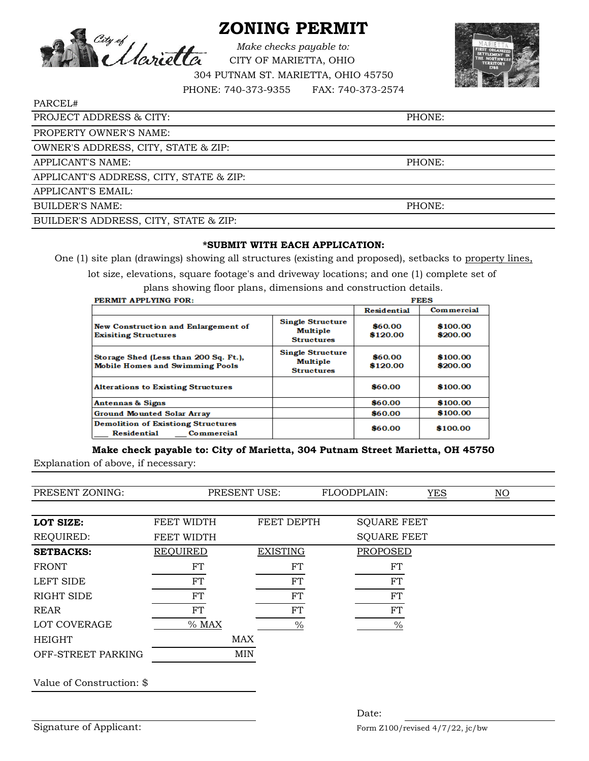# ZONING PERMIT

*Make checks payable to:*
CITY OF MARIETTA, OHIO
304 PUTNAM ST. MARIETTA, OHIO 45750
PHONE: 740-373-9355 FAX: 740-373-2574

PARCEL#

PROJECT ADDRESS & CITY: PHONE:

PROPERTY OWNER'S NAME:

OWNER'S ADDRESS, CITY, STATE & ZIP:

APPLICANT'S NAME: PHONE:

APPLICANT'S ADDRESS, CITY, STATE & ZIP:

APPLICANT'S EMAIL:

BUILDER'S NAME: PHONE:

BUILDER'S ADDRESS, CITY, STATE & ZIP:

**\*SUBMIT WITH EACH APPLICATION:**

One (1) site plan (drawings) showing all structures (existing and proposed), setbacks to property lines, lot size, elevations, square footage's and driveway locations; and one (1) complete set of plans showing floor plans, dimensions and construction details.

| PERMIT APPLYING FOR: | | FEES | |
|---|---|---|---|
| | | Residential | Commercial |
| New Construction and Enlargement of Exisiting Structures | Single Structure<br>Multiple Structures | $60.00<br>$120.00 | $100.00<br>$200.00 |
| Storage Shed (Less than 200 Sq. Ft.), Mobile Homes and Swimming Pools | Single Structure<br>Multiple Structures | $60.00<br>$120.00 | $100.00<br>$200.00 |
| Alterations to Existing Structures | | $60.00 | $100.00 |
| Antennas & Signs | | $60.00 | $100.00 |
| Ground Mounted Solar Array | | $60.00 | $100.00 |
| Demolition of Existiong Structures<br>___ Residential ___ Commercial | | $60.00 | $100.00 |

**Make check payable to: City of Marietta, 304 Putnam Street Marietta, OH 45750**

Explanation of above, if necessary:

PRESENT ZONING: PRESENT USE: FLOODPLAIN: YES NO

| | | | |
|---|---|---|---|
| **LOT SIZE:** | FEET WIDTH | FEET DEPTH | SQUARE FEET |
| REQUIRED: | FEET WIDTH | | SQUARE FEET |
| **SETBACKS:** | REQUIRED | EXISTING | PROPOSED |
| FRONT | FT | FT | FT |
| LEFT SIDE | FT | FT | FT |
| RIGHT SIDE | FT | FT | FT |
| REAR | FT | FT | FT |
| LOT COVERAGE | % MAX | % | % |
| HEIGHT | MAX | | |
| OFF-STREET PARKING | MIN | | |

Value of Construction: $

Signature of Applicant:

Date:

Form Z100/revised 4/7/22, jc/bw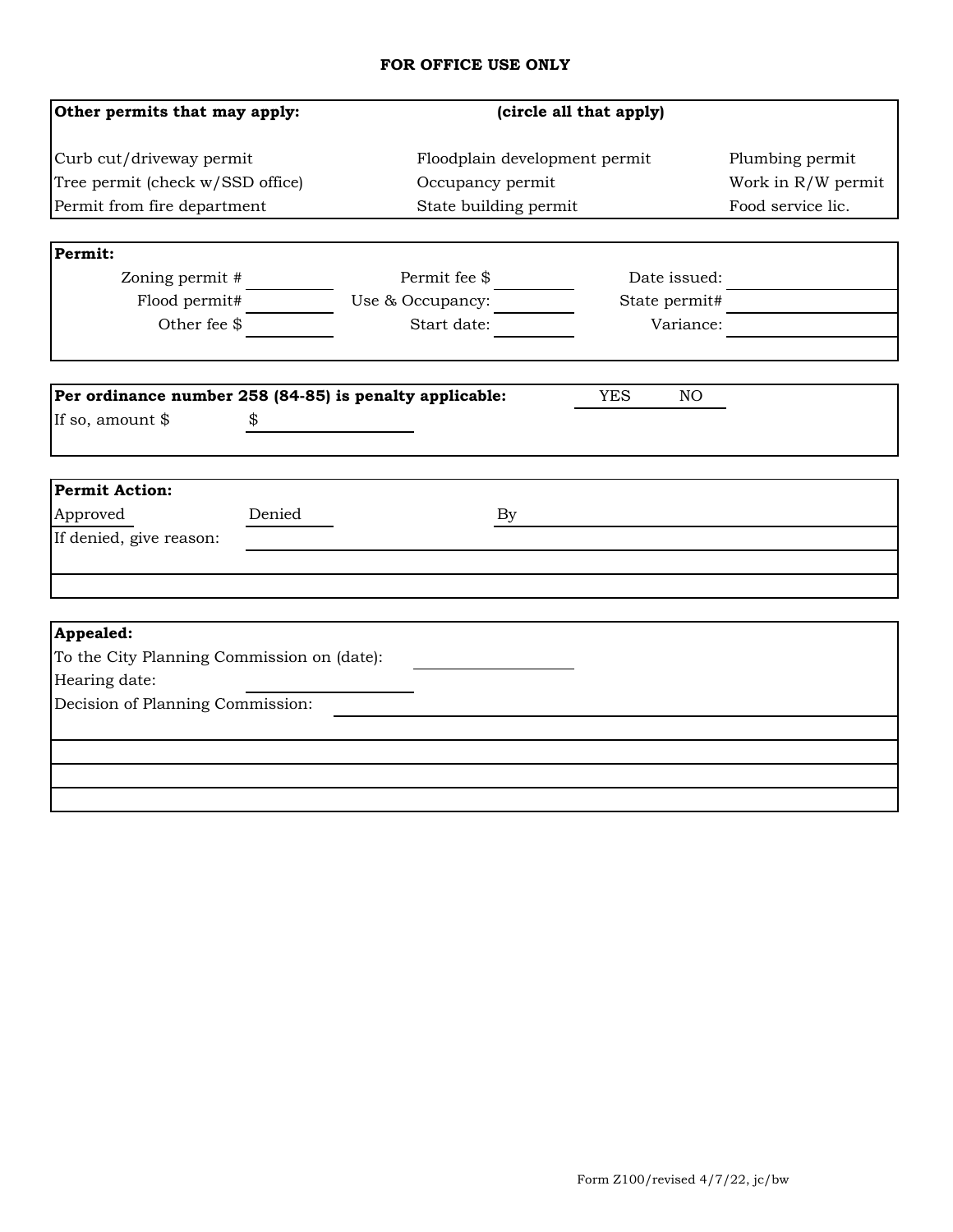**FOR OFFICE USE ONLY**

**Other permits that may apply:** **(circle all that apply)**

| | | |
|---|---|---|
| Curb cut/driveway permit | Floodplain development permit | Plumbing permit |
| Tree permit (check w/SSD office) | Occupancy permit | Work in R/W permit |
| Permit from fire department | State building permit | Food service lic. |

**Permit:**

| | | | | | |
|---|---|---|---|---|---|
| Zoning permit # | | Permit fee $ | | Date issued: | |
| Flood permit# | | Use & Occupancy: | | State permit# | |
| Other fee $ | | Start date: | | Variance: | |

**Per ordinance number 258 (84-85) is penalty applicable:** YES NO

If so, amount $ $ ____________

**Permit Action:**

Approved ______ Denied ______ By ____________________

If denied, give reason: ____________________

**Appealed:**

To the City Planning Commission on (date): ____________

Hearing date: ____________

Decision of Planning Commission: ____________________

Form Z100/revised 4/7/22, jc/bw